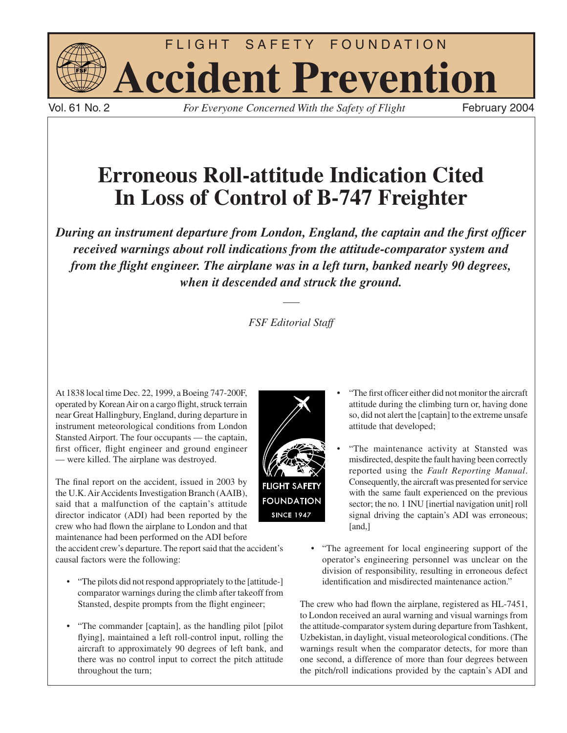# Erroneous Roll-attitude Indication Cited In Loss of Control of B-747 Freighter

***During an instrument departure from London, England, the captain and the first officer received warnings about roll indications from the attitude-comparator system and from the flight engineer. The airplane was in a left turn, banked nearly 90 degrees, when it descended and struck the ground.***

*FSF Editorial Staff*

At 1838 local time Dec. 22, 1999, a Boeing 747-200F, operated by Korean Air on a cargo flight, struck terrain near Great Hallingbury, England, during departure in instrument meteorological conditions from London Stansted Airport. The four occupants — the captain, first officer, flight engineer and ground engineer — were killed. The airplane was destroyed.

The final report on the accident, issued in 2003 by the U.K. Air Accidents Investigation Branch (AAIB), said that a malfunction of the captain's attitude director indicator (ADI) had been reported by the crew who had flown the airplane to London and that maintenance had been performed on the ADI before the accident crew's departure. The report said that the accident's causal factors were the following:

- "The pilots did not respond appropriately to the [attitude-] comparator warnings during the climb after takeoff from Stansted, despite prompts from the flight engineer;
- "The commander [captain], as the handling pilot [pilot flying], maintained a left roll-control input, rolling the aircraft to approximately 90 degrees of left bank, and there was no control input to correct the pitch attitude throughout the turn;
- "The first officer either did not monitor the aircraft attitude during the climbing turn or, having done so, did not alert the [captain] to the extreme unsafe attitude that developed;
- "The maintenance activity at Stansted was misdirected, despite the fault having been correctly reported using the *Fault Reporting Manual*. Consequently, the aircraft was presented for service with the same fault experienced on the previous sector; the no. 1 INU [inertial navigation unit] roll signal driving the captain's ADI was erroneous; [and,]
- "The agreement for local engineering support of the operator's engineering personnel was unclear on the division of responsibility, resulting in erroneous defect identification and misdirected maintenance action."

The crew who had flown the airplane, registered as HL-7451, to London received an aural warning and visual warnings from the attitude-comparator system during departure from Tashkent, Uzbekistan, in daylight, visual meteorological conditions. (The warnings result when the comparator detects, for more than one second, a difference of more than four degrees between the pitch/roll indications provided by the captain's ADI and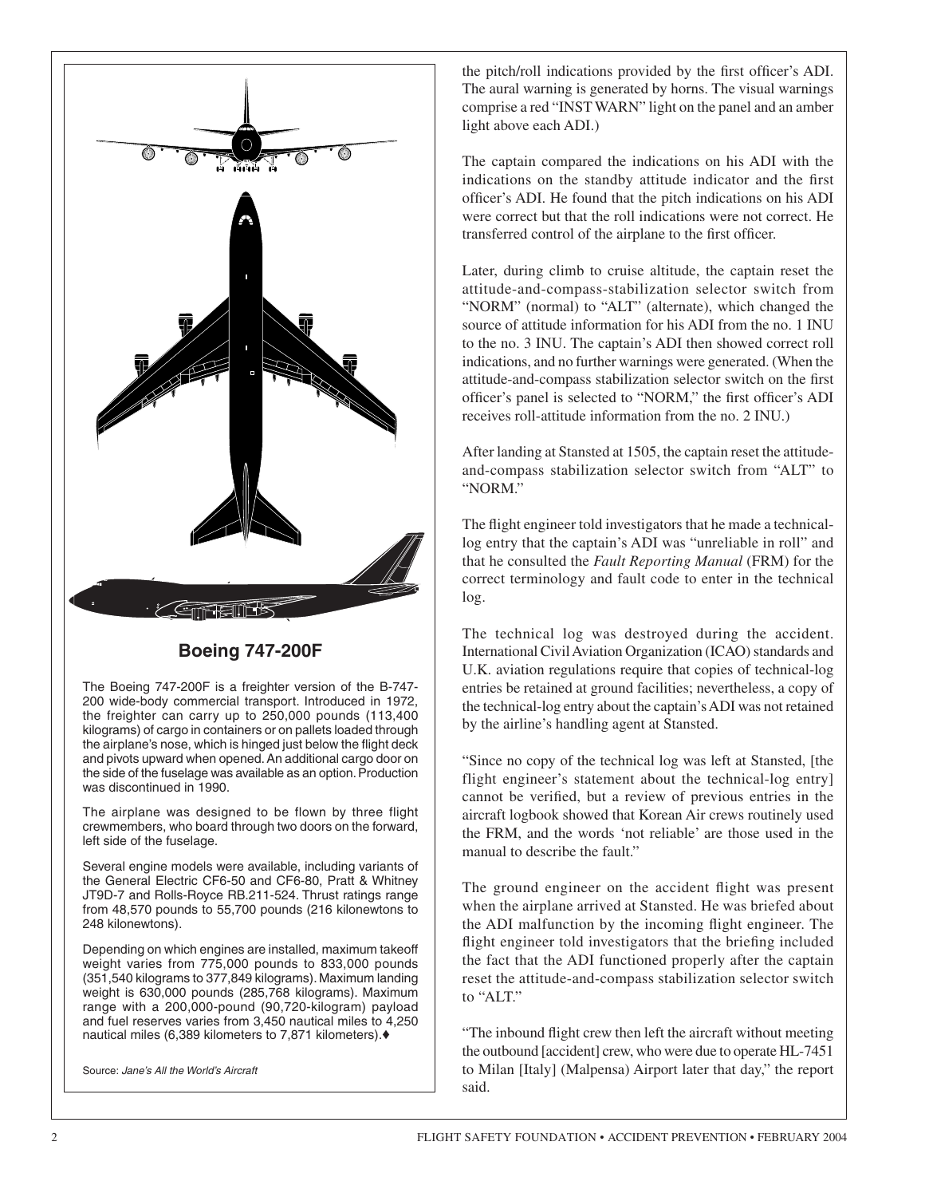## Boeing 747-200F

The Boeing 747-200F is a freighter version of the B-747-200 wide-body commercial transport. Introduced in 1972, the freighter can carry up to 250,000 pounds (113,400 kilograms) of cargo in containers or on pallets loaded through the airplane's nose, which is hinged just below the flight deck and pivots upward when opened. An additional cargo door on the side of the fuselage was available as an option. Production was discontinued in 1990.

The airplane was designed to be flown by three flight crewmembers, who board through two doors on the forward, left side of the fuselage.

Several engine models were available, including variants of the General Electric CF6-50 and CF6-80, Pratt & Whitney JT9D-7 and Rolls-Royce RB.211-524. Thrust ratings range from 48,570 pounds to 55,700 pounds (216 kilonewtons to 248 kilonewtons).

Depending on which engines are installed, maximum takeoff weight varies from 775,000 pounds to 833,000 pounds (351,540 kilograms to 377,849 kilograms). Maximum landing weight is 630,000 pounds (285,768 kilograms). Maximum range with a 200,000-pound (90,720-kilogram) payload and fuel reserves varies from 3,450 nautical miles to 4,250 nautical miles (6,389 kilometers to 7,871 kilometers).♦

Source: *Jane's All the World's Aircraft*

the pitch/roll indications provided by the first officer's ADI. The aural warning is generated by horns. The visual warnings comprise a red "INST WARN" light on the panel and an amber light above each ADI.)

The captain compared the indications on his ADI with the indications on the standby attitude indicator and the first officer's ADI. He found that the pitch indications on his ADI were correct but that the roll indications were not correct. He transferred control of the airplane to the first officer.

Later, during climb to cruise altitude, the captain reset the attitude-and-compass-stabilization selector switch from "NORM" (normal) to "ALT" (alternate), which changed the source of attitude information for his ADI from the no. 1 INU to the no. 3 INU. The captain's ADI then showed correct roll indications, and no further warnings were generated. (When the attitude-and-compass stabilization selector switch on the first officer's panel is selected to "NORM," the first officer's ADI receives roll-attitude information from the no. 2 INU.)

After landing at Stansted at 1505, the captain reset the attitude-and-compass stabilization selector switch from "ALT" to "NORM."

The flight engineer told investigators that he made a technical-log entry that the captain's ADI was "unreliable in roll" and that he consulted the *Fault Reporting Manual* (FRM) for the correct terminology and fault code to enter in the technical log.

The technical log was destroyed during the accident. International Civil Aviation Organization (ICAO) standards and U.K. aviation regulations require that copies of technical-log entries be retained at ground facilities; nevertheless, a copy of the technical-log entry about the captain's ADI was not retained by the airline's handling agent at Stansted.

"Since no copy of the technical log was left at Stansted, [the flight engineer's statement about the technical-log entry] cannot be verified, but a review of previous entries in the aircraft logbook showed that Korean Air crews routinely used the FRM, and the words 'not reliable' are those used in the manual to describe the fault."

The ground engineer on the accident flight was present when the airplane arrived at Stansted. He was briefed about the ADI malfunction by the incoming flight engineer. The flight engineer told investigators that the briefing included the fact that the ADI functioned properly after the captain reset the attitude-and-compass stabilization selector switch to "ALT."

"The inbound flight crew then left the aircraft without meeting the outbound [accident] crew, who were due to operate HL-7451 to Milan [Italy] (Malpensa) Airport later that day," the report said.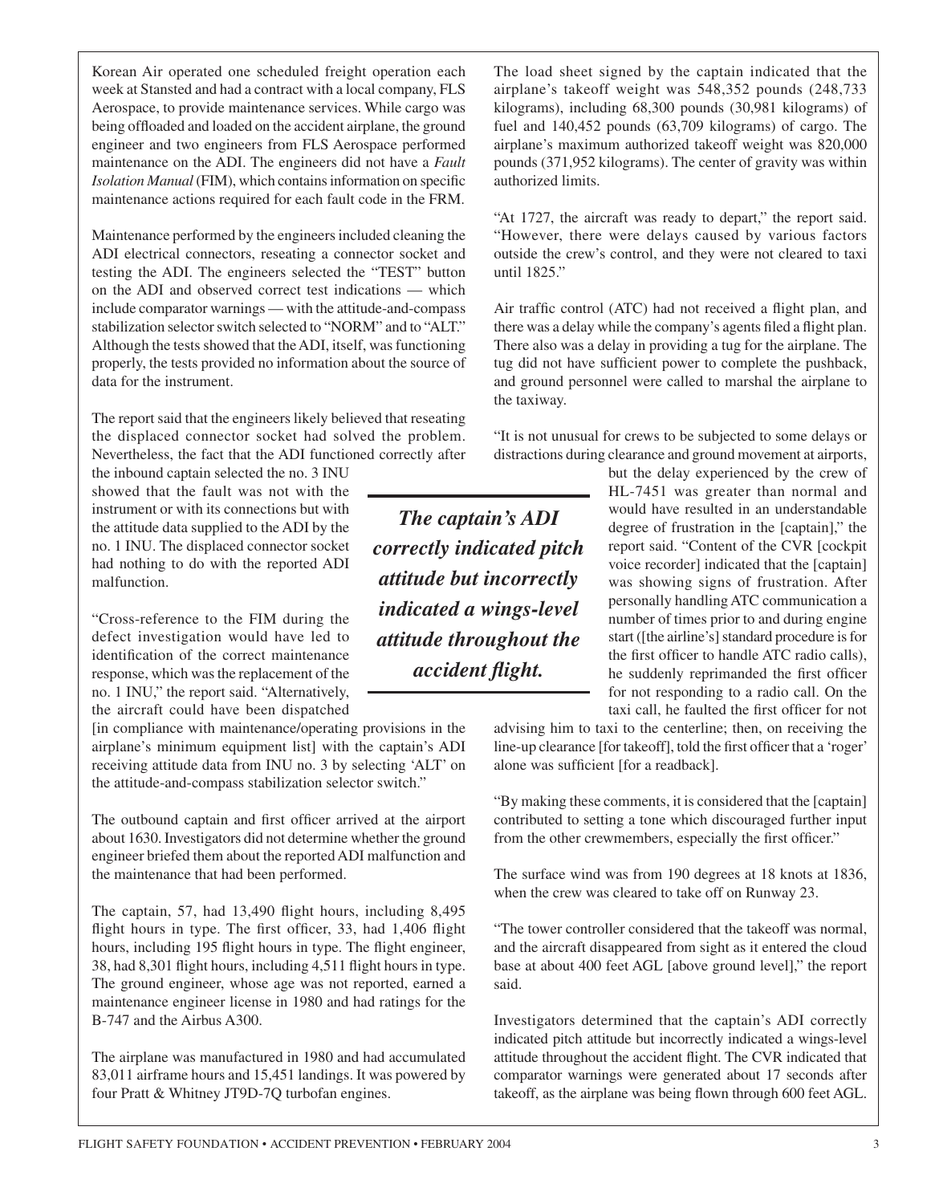Korean Air operated one scheduled freight operation each week at Stansted and had a contract with a local company, FLS Aerospace, to provide maintenance services. While cargo was being offloaded and loaded on the accident airplane, the ground engineer and two engineers from FLS Aerospace performed maintenance on the ADI. The engineers did not have a *Fault Isolation Manual* (FIM), which contains information on specific maintenance actions required for each fault code in the FRM.

Maintenance performed by the engineers included cleaning the ADI electrical connectors, reseating a connector socket and testing the ADI. The engineers selected the "TEST" button on the ADI and observed correct test indications — which include comparator warnings — with the attitude-and-compass stabilization selector switch selected to "NORM" and to "ALT." Although the tests showed that the ADI, itself, was functioning properly, the tests provided no information about the source of data for the instrument.

The report said that the engineers likely believed that reseating the displaced connector socket had solved the problem. Nevertheless, the fact that the ADI functioned correctly after the inbound captain selected the no. 3 INU showed that the fault was not with the instrument or with its connections but with the attitude data supplied to the ADI by the no. 1 INU. The displaced connector socket had nothing to do with the reported ADI malfunction.

"Cross-reference to the FIM during the defect investigation would have led to identification of the correct maintenance response, which was the replacement of the no. 1 INU," the report said. "Alternatively, the aircraft could have been dispatched [in compliance with maintenance/operating provisions in the airplane's minimum equipment list] with the captain's ADI receiving attitude data from INU no. 3 by selecting 'ALT' on the attitude-and-compass stabilization selector switch."

The outbound captain and first officer arrived at the airport about 1630. Investigators did not determine whether the ground engineer briefed them about the reported ADI malfunction and the maintenance that had been performed.

The captain, 57, had 13,490 flight hours, including 8,495 flight hours in type. The first officer, 33, had 1,406 flight hours, including 195 flight hours in type. The flight engineer, 38, had 8,301 flight hours, including 4,511 flight hours in type. The ground engineer, whose age was not reported, earned a maintenance engineer license in 1980 and had ratings for the B-747 and the Airbus A300.

The airplane was manufactured in 1980 and had accumulated 83,011 airframe hours and 15,451 landings. It was powered by four Pratt & Whitney JT9D-7Q turbofan engines.

The load sheet signed by the captain indicated that the airplane's takeoff weight was 548,352 pounds (248,733 kilograms), including 68,300 pounds (30,981 kilograms) of fuel and 140,452 pounds (63,709 kilograms) of cargo. The airplane's maximum authorized takeoff weight was 820,000 pounds (371,952 kilograms). The center of gravity was within authorized limits.

"At 1727, the aircraft was ready to depart," the report said. "However, there were delays caused by various factors outside the crew's control, and they were not cleared to taxi until 1825."

Air traffic control (ATC) had not received a flight plan, and there was a delay while the company's agents filed a flight plan. There also was a delay in providing a tug for the airplane. The tug did not have sufficient power to complete the pushback, and ground personnel were called to marshal the airplane to the taxiway.

"It is not unusual for crews to be subjected to some delays or distractions during clearance and ground movement at airports, but the delay experienced by the crew of HL-7451 was greater than normal and would have resulted in an understandable degree of frustration in the [captain]," the report said. "Content of the CVR [cockpit voice recorder] indicated that the [captain] was showing signs of frustration. After personally handling ATC communication a number of times prior to and during engine start ([the airline's] standard procedure is for the first officer to handle ATC radio calls), he suddenly reprimanded the first officer for not responding to a radio call. On the taxi call, he faulted the first officer for not advising him to taxi to the centerline; then, on receiving the line-up clearance [for takeoff], told the first officer that a 'roger' alone was sufficient [for a readback].

"By making these comments, it is considered that the [captain] contributed to setting a tone which discouraged further input from the other crewmembers, especially the first officer."

The surface wind was from 190 degrees at 18 knots at 1836, when the crew was cleared to take off on Runway 23.

"The tower controller considered that the takeoff was normal, and the aircraft disappeared from sight as it entered the cloud base at about 400 feet AGL [above ground level]," the report said.

Investigators determined that the captain's ADI correctly indicated pitch attitude but incorrectly indicated a wings-level attitude throughout the accident flight. The CVR indicated that comparator warnings were generated about 17 seconds after takeoff, as the airplane was being flown through 600 feet AGL.

> ***The captain's ADI correctly indicated pitch attitude but incorrectly indicated a wings-level attitude throughout the accident flight.***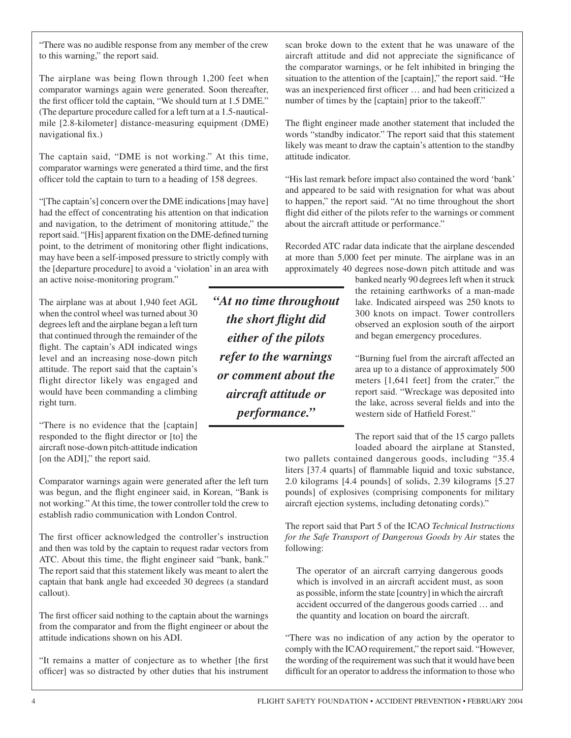"There was no audible response from any member of the crew to this warning," the report said.

The airplane was being flown through 1,200 feet when comparator warnings again were generated. Soon thereafter, the first officer told the captain, "We should turn at 1.5 DME." (The departure procedure called for a left turn at a 1.5-nautical-mile [2.8-kilometer] distance-measuring equipment (DME) navigational fix.)

The captain said, "DME is not working." At this time, comparator warnings were generated a third time, and the first officer told the captain to turn to a heading of 158 degrees.

"[The captain's] concern over the DME indications [may have] had the effect of concentrating his attention on that indication and navigation, to the detriment of monitoring attitude," the report said. "[His] apparent fixation on the DME-defined turning point, to the detriment of monitoring other flight indications, may have been a self-imposed pressure to strictly comply with the [departure procedure] to avoid a 'violation' in an area with an active noise-monitoring program."

The airplane was at about 1,940 feet AGL when the control wheel was turned about 30 degrees left and the airplane began a left turn that continued through the remainder of the flight. The captain's ADI indicated wings level and an increasing nose-down pitch attitude. The report said that the captain's flight director likely was engaged and would have been commanding a climbing right turn.

"There is no evidence that the [captain] responded to the flight director or [to] the aircraft nose-down pitch-attitude indication [on the ADI]," the report said.

Comparator warnings again were generated after the left turn was begun, and the flight engineer said, in Korean, "Bank is not working." At this time, the tower controller told the crew to establish radio communication with London Control.

The first officer acknowledged the controller's instruction and then was told by the captain to request radar vectors from ATC. About this time, the flight engineer said "bank, bank." The report said that this statement likely was meant to alert the captain that bank angle had exceeded 30 degrees (a standard callout).

The first officer said nothing to the captain about the warnings from the comparator and from the flight engineer or about the attitude indications shown on his ADI.

"It remains a matter of conjecture as to whether [the first officer] was so distracted by other duties that his instrument scan broke down to the extent that he was unaware of the aircraft attitude and did not appreciate the significance of the comparator warnings, or he felt inhibited in bringing the situation to the attention of the [captain]," the report said. "He was an inexperienced first officer … and had been criticized a number of times by the [captain] prior to the takeoff."

The flight engineer made another statement that included the words "standby indicator." The report said that this statement likely was meant to draw the captain's attention to the standby attitude indicator.

"His last remark before impact also contained the word 'bank' and appeared to be said with resignation for what was about to happen," the report said. "At no time throughout the short flight did either of the pilots refer to the warnings or comment about the aircraft attitude or performance."

Recorded ATC radar data indicate that the airplane descended at more than 5,000 feet per minute. The airplane was in an approximately 40 degrees nose-down pitch attitude and was banked nearly 90 degrees left when it struck the retaining earthworks of a man-made lake. Indicated airspeed was 250 knots to 300 knots on impact. Tower controllers observed an explosion south of the airport and began emergency procedures.

> ***"At no time throughout the short flight did either of the pilots refer to the warnings or comment about the aircraft attitude or performance."***

"Burning fuel from the aircraft affected an area up to a distance of approximately 500 meters [1,641 feet] from the crater," the report said. "Wreckage was deposited into the lake, across several fields and into the western side of Hatfield Forest."

The report said that of the 15 cargo pallets loaded aboard the airplane at Stansted, two pallets contained dangerous goods, including "35.4 liters [37.4 quarts] of flammable liquid and toxic substance, 2.0 kilograms [4.4 pounds] of solids, 2.39 kilograms [5.27 pounds] of explosives (comprising components for military aircraft ejection systems, including detonating cords)."

The report said that Part 5 of the ICAO *Technical Instructions for the Safe Transport of Dangerous Goods by Air* states the following:

> The operator of an aircraft carrying dangerous goods which is involved in an aircraft accident must, as soon as possible, inform the state [country] in which the aircraft accident occurred of the dangerous goods carried … and the quantity and location on board the aircraft.

"There was no indication of any action by the operator to comply with the ICAO requirement," the report said. "However, the wording of the requirement was such that it would have been difficult for an operator to address the information to those who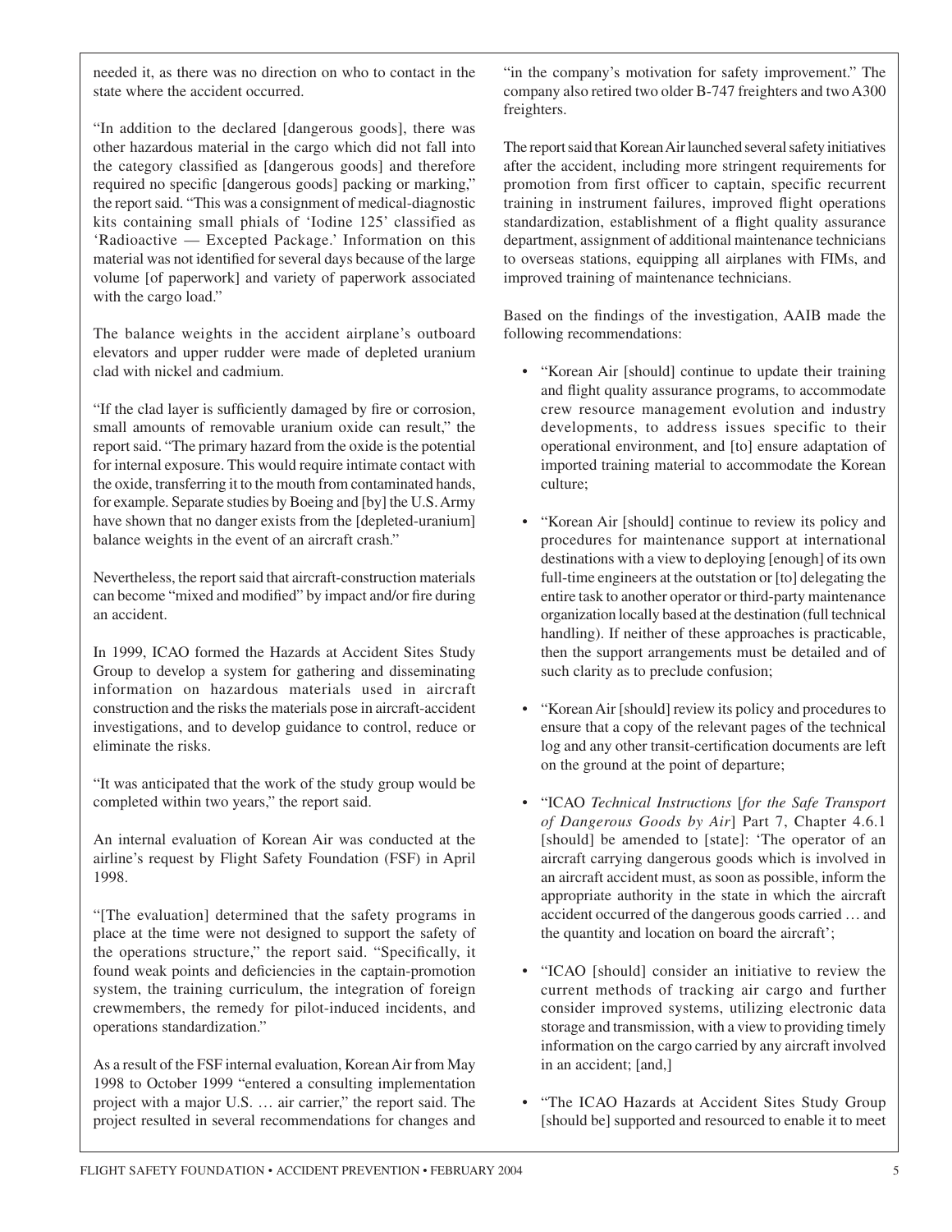needed it, as there was no direction on who to contact in the state where the accident occurred.

"In addition to the declared [dangerous goods], there was other hazardous material in the cargo which did not fall into the category classified as [dangerous goods] and therefore required no specific [dangerous goods] packing or marking," the report said. "This was a consignment of medical-diagnostic kits containing small phials of 'Iodine 125' classified as 'Radioactive — Excepted Package.' Information on this material was not identified for several days because of the large volume [of paperwork] and variety of paperwork associated with the cargo load."

The balance weights in the accident airplane's outboard elevators and upper rudder were made of depleted uranium clad with nickel and cadmium.

"If the clad layer is sufficiently damaged by fire or corrosion, small amounts of removable uranium oxide can result," the report said. "The primary hazard from the oxide is the potential for internal exposure. This would require intimate contact with the oxide, transferring it to the mouth from contaminated hands, for example. Separate studies by Boeing and [by] the U.S. Army have shown that no danger exists from the [depleted-uranium] balance weights in the event of an aircraft crash."

Nevertheless, the report said that aircraft-construction materials can become "mixed and modified" by impact and/or fire during an accident.

In 1999, ICAO formed the Hazards at Accident Sites Study Group to develop a system for gathering and disseminating information on hazardous materials used in aircraft construction and the risks the materials pose in aircraft-accident investigations, and to develop guidance to control, reduce or eliminate the risks.

"It was anticipated that the work of the study group would be completed within two years," the report said.

An internal evaluation of Korean Air was conducted at the airline's request by Flight Safety Foundation (FSF) in April 1998.

"[The evaluation] determined that the safety programs in place at the time were not designed to support the safety of the operations structure," the report said. "Specifically, it found weak points and deficiencies in the captain-promotion system, the training curriculum, the integration of foreign crewmembers, the remedy for pilot-induced incidents, and operations standardization."

As a result of the FSF internal evaluation, Korean Air from May 1998 to October 1999 "entered a consulting implementation project with a major U.S. … air carrier," the report said. The project resulted in several recommendations for changes and "in the company's motivation for safety improvement." The company also retired two older B-747 freighters and two A300 freighters.

The report said that Korean Air launched several safety initiatives after the accident, including more stringent requirements for promotion from first officer to captain, specific recurrent training in instrument failures, improved flight operations standardization, establishment of a flight quality assurance department, assignment of additional maintenance technicians to overseas stations, equipping all airplanes with FIMs, and improved training of maintenance technicians.

Based on the findings of the investigation, AAIB made the following recommendations:

- "Korean Air [should] continue to update their training and flight quality assurance programs, to accommodate crew resource management evolution and industry developments, to address issues specific to their operational environment, and [to] ensure adaptation of imported training material to accommodate the Korean culture;
- "Korean Air [should] continue to review its policy and procedures for maintenance support at international destinations with a view to deploying [enough] of its own full-time engineers at the outstation or [to] delegating the entire task to another operator or third-party maintenance organization locally based at the destination (full technical handling). If neither of these approaches is practicable, then the support arrangements must be detailed and of such clarity as to preclude confusion;
- "Korean Air [should] review its policy and procedures to ensure that a copy of the relevant pages of the technical log and any other transit-certification documents are left on the ground at the point of departure;
- "ICAO *Technical Instructions* [*for the Safe Transport of Dangerous Goods by Air*] Part 7, Chapter 4.6.1 [should] be amended to [state]: 'The operator of an aircraft carrying dangerous goods which is involved in an aircraft accident must, as soon as possible, inform the appropriate authority in the state in which the aircraft accident occurred of the dangerous goods carried … and the quantity and location on board the aircraft';
- "ICAO [should] consider an initiative to review the current methods of tracking air cargo and further consider improved systems, utilizing electronic data storage and transmission, with a view to providing timely information on the cargo carried by any aircraft involved in an accident; [and,]
- "The ICAO Hazards at Accident Sites Study Group [should be] supported and resourced to enable it to meet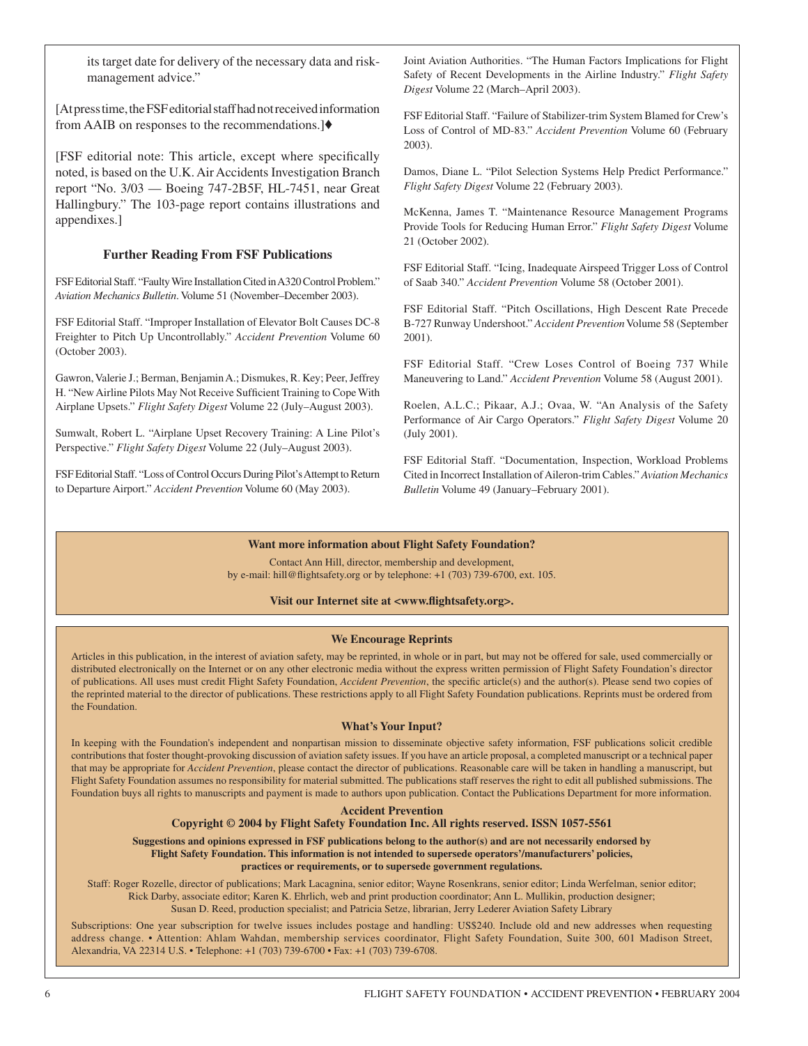its target date for delivery of the necessary data and risk-management advice."

[At press time, the FSF editorial staff had not received information from AAIB on responses to the recommendations.]♦

[FSF editorial note: This article, except where specifically noted, is based on the U.K. Air Accidents Investigation Branch report "No. 3/03 — Boeing 747-2B5F, HL-7451, near Great Hallingbury." The 103-page report contains illustrations and appendixes.]

### Further Reading From FSF Publications

FSF Editorial Staff. "Faulty Wire Installation Cited in A320 Control Problem." *Aviation Mechanics Bulletin*. Volume 51 (November–December 2003).

FSF Editorial Staff. "Improper Installation of Elevator Bolt Causes DC-8 Freighter to Pitch Up Uncontrollably." *Accident Prevention* Volume 60 (October 2003).

Gawron, Valerie J.; Berman, Benjamin A.; Dismukes, R. Key; Peer, Jeffrey H. "New Airline Pilots May Not Receive Sufficient Training to Cope With Airplane Upsets." *Flight Safety Digest* Volume 22 (July–August 2003).

Sumwalt, Robert L. "Airplane Upset Recovery Training: A Line Pilot's Perspective." *Flight Safety Digest* Volume 22 (July–August 2003).

FSF Editorial Staff. "Loss of Control Occurs During Pilot's Attempt to Return to Departure Airport." *Accident Prevention* Volume 60 (May 2003).

Joint Aviation Authorities. "The Human Factors Implications for Flight Safety of Recent Developments in the Airline Industry." *Flight Safety Digest* Volume 22 (March–April 2003).

FSF Editorial Staff. "Failure of Stabilizer-trim System Blamed for Crew's Loss of Control of MD-83." *Accident Prevention* Volume 60 (February 2003).

Damos, Diane L. "Pilot Selection Systems Help Predict Performance." *Flight Safety Digest* Volume 22 (February 2003).

McKenna, James T. "Maintenance Resource Management Programs Provide Tools for Reducing Human Error." *Flight Safety Digest* Volume 21 (October 2002).

FSF Editorial Staff. "Icing, Inadequate Airspeed Trigger Loss of Control of Saab 340." *Accident Prevention* Volume 58 (October 2001).

FSF Editorial Staff. "Pitch Oscillations, High Descent Rate Precede B-727 Runway Undershoot." *Accident Prevention* Volume 58 (September 2001).

FSF Editorial Staff. "Crew Loses Control of Boeing 737 While Maneuvering to Land." *Accident Prevention* Volume 58 (August 2001).

Roelen, A.L.C.; Pikaar, A.J.; Ovaa, W. "An Analysis of the Safety Performance of Air Cargo Operators." *Flight Safety Digest* Volume 20 (July 2001).

FSF Editorial Staff. "Documentation, Inspection, Workload Problems Cited in Incorrect Installation of Aileron-trim Cables." *Aviation Mechanics Bulletin* Volume 49 (January–February 2001).

**Want more information about Flight Safety Foundation?**

Contact Ann Hill, director, membership and development,
by e-mail: hill@flightsafety.org or by telephone: +1 (703) 739-6700, ext. 105.

**Visit our Internet site at <www.flightsafety.org>.**

**We Encourage Reprints**

Articles in this publication, in the interest of aviation safety, may be reprinted, in whole or in part, but may not be offered for sale, used commercially or distributed electronically on the Internet or on any other electronic media without the express written permission of Flight Safety Foundation's director of publications. All uses must credit Flight Safety Foundation, *Accident Prevention*, the specific article(s) and the author(s). Please send two copies of the reprinted material to the director of publications. These restrictions apply to all Flight Safety Foundation publications. Reprints must be ordered from the Foundation.

**What's Your Input?**

In keeping with the Foundation's independent and nonpartisan mission to disseminate objective safety information, FSF publications solicit credible contributions that foster thought-provoking discussion of aviation safety issues. If you have an article proposal, a completed manuscript or a technical paper that may be appropriate for *Accident Prevention*, please contact the director of publications. Reasonable care will be taken in handling a manuscript, but Flight Safety Foundation assumes no responsibility for material submitted. The publications staff reserves the right to edit all published submissions. The Foundation buys all rights to manuscripts and payment is made to authors upon publication. Contact the Publications Department for more information.

**Accident Prevention**
**Copyright © 2004 by Flight Safety Foundation Inc. All rights reserved. ISSN 1057-5561**

**Suggestions and opinions expressed in FSF publications belong to the author(s) and are not necessarily endorsed by Flight Safety Foundation. This information is not intended to supersede operators'/manufacturers' policies, practices or requirements, or to supersede government regulations.**

Staff: Roger Rozelle, director of publications; Mark Lacagnina, senior editor; Wayne Rosenkrans, senior editor; Linda Werfelman, senior editor; Rick Darby, associate editor; Karen K. Ehrlich, web and print production coordinator; Ann L. Mullikin, production designer; Susan D. Reed, production specialist; and Patricia Setze, librarian, Jerry Lederer Aviation Safety Library

Subscriptions: One year subscription for twelve issues includes postage and handling: US$240. Include old and new addresses when requesting address change. • Attention: Ahlam Wahdan, membership services coordinator, Flight Safety Foundation, Suite 300, 601 Madison Street, Alexandria, VA 22314 U.S. • Telephone: +1 (703) 739-6700 • Fax: +1 (703) 739-6708.